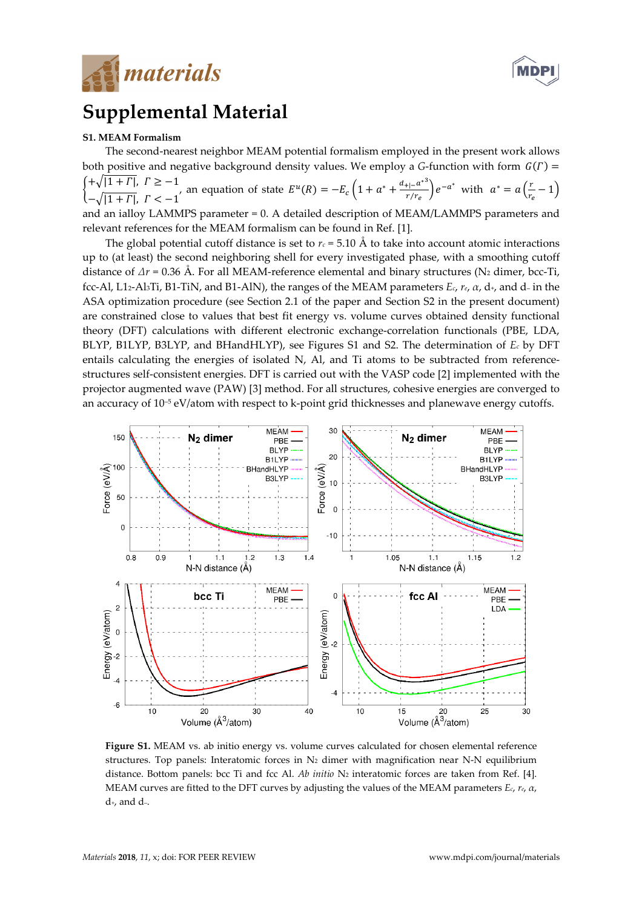# Supplemental Material

### S1. MEAM Formalism

The second-nearest neighbor MEAM potential formalism employed in the present work allows both positive and negative background density values. We employ a $G$-function with form $G(\Gamma) = \begin{cases} +\sqrt{|1+\Gamma|}, & \Gamma \geq -1 \\ -\sqrt{|1+\Gamma|}, & \Gamma < -1 \end{cases}$, an equation of state $E^u(R) = -E_c\left(1 + a^* + \frac{d_{+|-}a^{*3}}{r/r_e}\right)e^{-a^*}$ with $a^* = \alpha\left(\frac{r}{r_e} - 1\right)$ and an ialloy LAMMPS parameter = 0. A detailed description of MEAM/LAMMPS parameters and relevant references for the MEAM formalism can be found in Ref. [1].

The global potential cutoff distance is set to $r_c = 5.10$ Å to take into account atomic interactions up to (at least) the second neighboring shell for every investigated phase, with a smoothing cutoff distance of $\Delta r = 0.36$ Å. For all MEAM-reference elemental and binary structures ($N_2$ dimer, bcc-Ti, fcc-Al, $L1_2$-$Al_3Ti$, B1-TiN, and B1-AlN), the ranges of the MEAM parameters $E_c$, $r_e$, $\alpha$, $d_+$, and $d_-$ in the ASA optimization procedure (see Section 2.1 of the paper and Section S2 in the present document) are constrained close to values that best fit energy vs. volume curves obtained density functional theory (DFT) calculations with different electronic exchange-correlation functionals (PBE, LDA, BLYP, B1LYP, B3LYP, and BHandHLYP), see Figures S1 and S2. The determination of $E_c$ by DFT entails calculating the energies of isolated N, Al, and Ti atoms to be subtracted from reference-structures self-consistent energies. DFT is carried out with the VASP code [2] implemented with the projector augmented wave (PAW) [3] method. For all structures, cohesive energies are converged to an accuracy of $10^{-5}$ eV/atom with respect to k-point grid thicknesses and planewave energy cutoffs.

**Figure S1.** MEAM vs. ab initio energy vs. volume curves calculated for chosen elemental reference structures. Top panels: Interatomic forces in $N_2$ dimer with magnification near N-N equilibrium distance. Bottom panels: bcc Ti and fcc Al. *Ab initio* $N_2$ interatomic forces are taken from Ref. [4]. MEAM curves are fitted to the DFT curves by adjusting the values of the MEAM parameters $E_c$, $r_e$, $\alpha$, $d_+$, and $d_-$.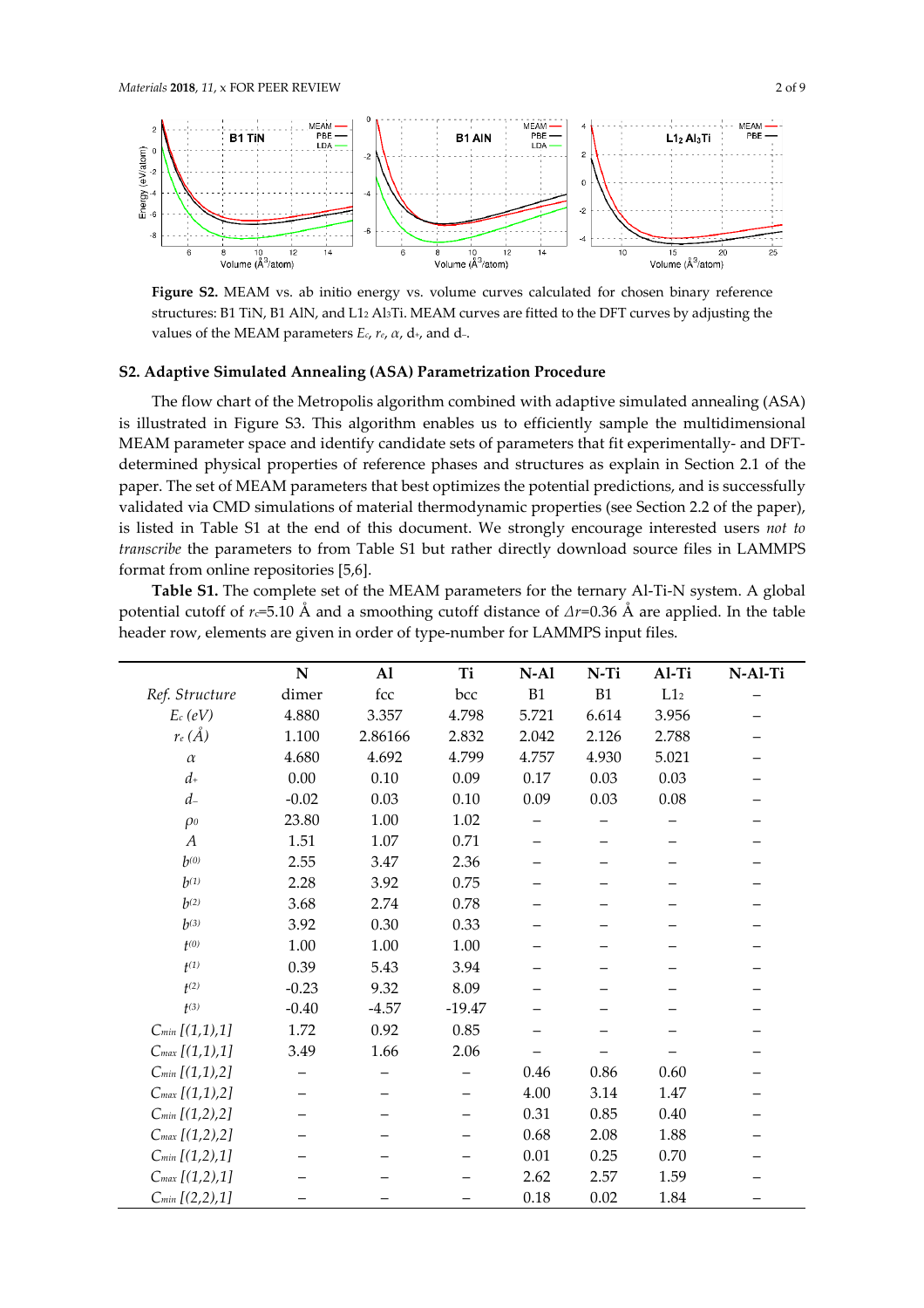**Figure S2.** MEAM vs. ab initio energy vs. volume curves calculated for chosen binary reference structures: B1 TiN, B1 AlN, and $L1_2$ $Al_3Ti$. MEAM curves are fitted to the DFT curves by adjusting the values of the MEAM parameters $E_c$, $r_e$, $\alpha$, $d_+$, and $d_-$.

## S2. Adaptive Simulated Annealing (ASA) Parametrization Procedure

The flow chart of the Metropolis algorithm combined with adaptive simulated annealing (ASA) is illustrated in Figure S3. This algorithm enables us to efficiently sample the multidimensional MEAM parameter space and identify candidate sets of parameters that fit experimentally- and DFT-determined physical properties of reference phases and structures as explain in Section 2.1 of the paper. The set of MEAM parameters that best optimizes the potential predictions, and is successfully validated via CMD simulations of material thermodynamic properties (see Section 2.2 of the paper), is listed in Table S1 at the end of this document. We strongly encourage interested users *not to transcribe* the parameters to from Table S1 but rather directly download source files in LAMMPS format from online repositories [5,6].

**Table S1.** The complete set of the MEAM parameters for the ternary Al-Ti-N system. A global potential cutoff of $r_c$=5.10 Å and a smoothing cutoff distance of $\Delta r$=0.36 Å are applied. In the table header row, elements are given in order of type-number for LAMMPS input files.

| | N | Al | Ti | N-Al | N-Ti | Al-Ti | N-Al-Ti |
|---|---|---|---|---|---|---|---|
| *Ref. Structure* | dimer | fcc | bcc | B1 | B1 | $L1_2$ | – |
| $E_c$ *(eV)* | 4.880 | 3.357 | 4.798 | 5.721 | 6.614 | 3.956 | – |
| $r_e$ *(Å)* | 1.100 | 2.86166 | 2.832 | 2.042 | 2.126 | 2.788 | – |
| $\alpha$ | 4.680 | 4.692 | 4.799 | 4.757 | 4.930 | 5.021 | – |
| $d_+$ | 0.00 | 0.10 | 0.09 | 0.17 | 0.03 | 0.03 | – |
| $d_-$ | -0.02 | 0.03 | 0.10 | 0.09 | 0.03 | 0.08 | – |
| $\rho_0$ | 23.80 | 1.00 | 1.02 | – | – | – | – |
| $A$ | 1.51 | 1.07 | 0.71 | – | – | – | – |
| $b^{(0)}$ | 2.55 | 3.47 | 2.36 | – | – | – | – |
| $b^{(1)}$ | 2.28 | 3.92 | 0.75 | – | – | – | – |
| $b^{(2)}$ | 3.68 | 2.74 | 0.78 | – | – | – | – |
| $b^{(3)}$ | 3.92 | 0.30 | 0.33 | – | – | – | – |
| $t^{(0)}$ | 1.00 | 1.00 | 1.00 | – | – | – | – |
| $t^{(1)}$ | 0.39 | 5.43 | 3.94 | – | – | – | – |
| $t^{(2)}$ | -0.23 | 9.32 | 8.09 | – | – | – | – |
| $t^{(3)}$ | -0.40 | -4.57 | -19.47 | – | – | – | – |
| $C_{min}$ *[(1,1),1]* | 1.72 | 0.92 | 0.85 | – | – | – | – |
| $C_{max}$ *[(1,1),1]* | 3.49 | 1.66 | 2.06 | – | – | – | – |
| $C_{min}$ *[(1,1),2]* | – | – | – | 0.46 | 0.86 | 0.60 | – |
| $C_{max}$ *[(1,1),2]* | – | – | – | 4.00 | 3.14 | 1.47 | – |
| $C_{min}$ *[(1,2),2]* | – | – | – | 0.31 | 0.85 | 0.40 | – |
| $C_{max}$ *[(1,2),2]* | – | – | – | 0.68 | 2.08 | 1.88 | – |
| $C_{min}$ *[(1,2),1]* | – | – | – | 0.01 | 0.25 | 0.70 | – |
| $C_{max}$ *[(1,2),1]* | – | – | – | 2.62 | 2.57 | 1.59 | – |
| $C_{min}$ *[(2,2),1]* | – | – | – | 0.18 | 0.02 | 1.84 | – |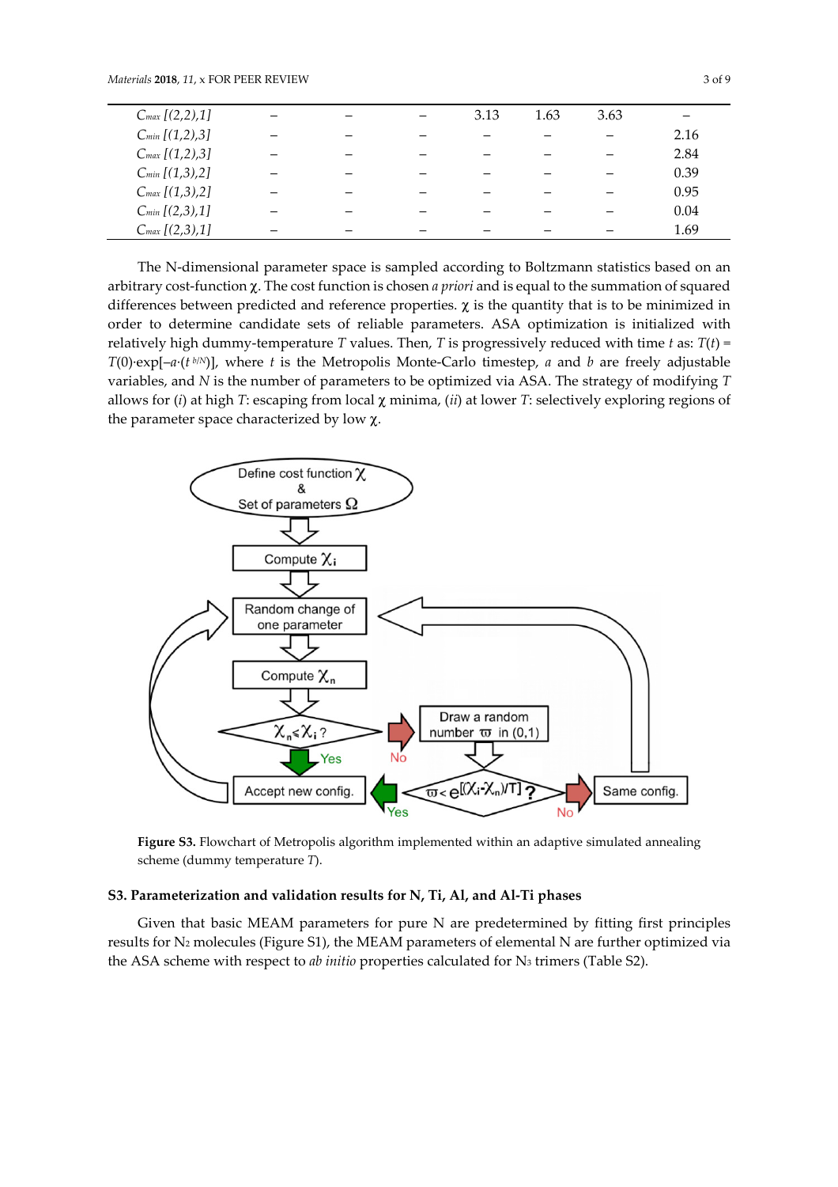| | | | | | | | |
|---|---|---|---|---|---|---|---|
| $C_{max}$ *[(2,2),1]* | – | – | – | 3.13 | 1.63 | 3.63 | – |
| $C_{min}$ *[(1,2),3]* | – | – | – | – | – | – | 2.16 |
| $C_{max}$ *[(1,2),3]* | – | – | – | – | – | – | 2.84 |
| $C_{min}$ *[(1,3),2]* | – | – | – | – | – | – | 0.39 |
| $C_{max}$ *[(1,3),2]* | – | – | – | – | – | – | 0.95 |
| $C_{min}$ *[(2,3),1]* | – | – | – | – | – | – | 0.04 |
| $C_{max}$ *[(2,3),1]* | – | – | – | – | – | – | 1.69 |

The N-dimensional parameter space is sampled according to Boltzmann statistics based on an arbitrary cost-function $\chi$. The cost function is chosen *a priori* and is equal to the summation of squared differences between predicted and reference properties. $\chi$ is the quantity that is to be minimized in order to determine candidate sets of reliable parameters. ASA optimization is initialized with relatively high dummy-temperature $T$ values. Then, $T$ is progressively reduced with time $t$ as: $T(t) = T(0)\cdot\exp[-a\cdot(t^{b/N})]$, where $t$ is the Metropolis Monte-Carlo timestep, $a$ and $b$ are freely adjustable variables, and $N$ is the number of parameters to be optimized via ASA. The strategy of modifying $T$ allows for (*i*) at high $T$: escaping from local $\chi$ minima, (*ii*) at lower $T$: selectively exploring regions of the parameter space characterized by low $\chi$.

**Figure S3.** Flowchart of Metropolis algorithm implemented within an adaptive simulated annealing scheme (dummy temperature $T$).

### S3. Parameterization and validation results for N, Ti, Al, and Al-Ti phases

Given that basic MEAM parameters for pure N are predetermined by fitting first principles results for $N_2$ molecules (Figure S1), the MEAM parameters of elemental N are further optimized via the ASA scheme with respect to *ab initio* properties calculated for $N_3$ trimers (Table S2).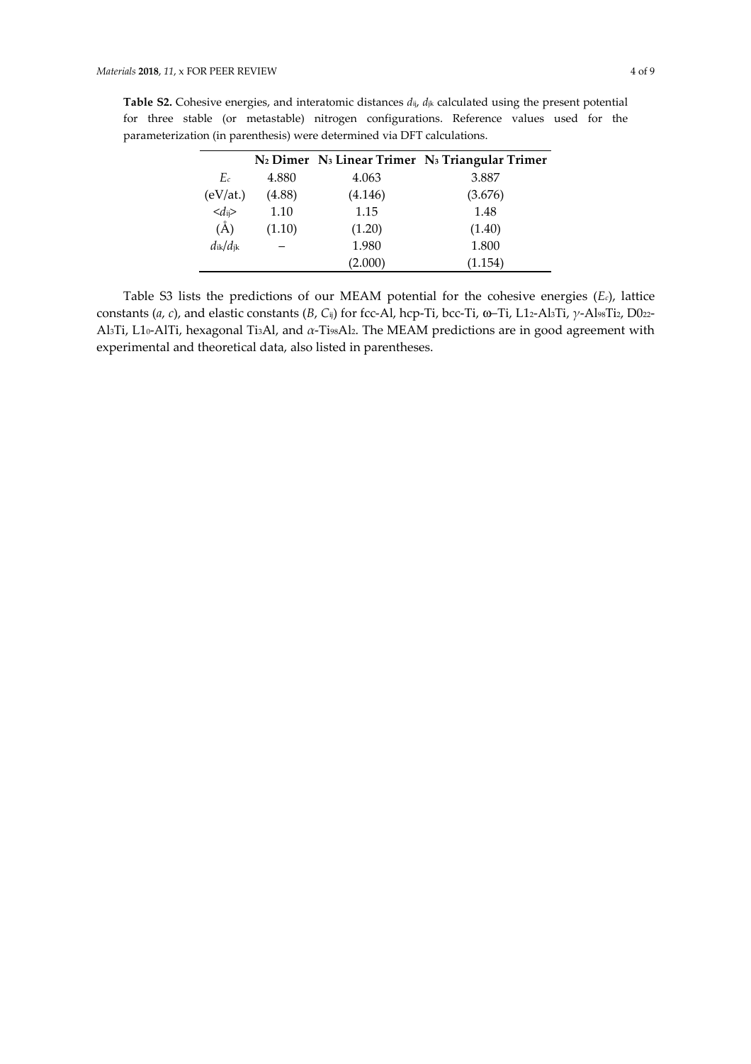**Table S2.** Cohesive energies, and interatomic distances $d_{ij}$, $d_{jk}$ calculated using the present potential for three stable (or metastable) nitrogen configurations. Reference values used for the parameterization (in parenthesis) were determined via DFT calculations.

| | **$N_2$ Dimer** | **$N_3$ Linear Trimer** | **$N_3$ Triangular Trimer** |
|---|---|---|---|
| $E_c$ | 4.880 | 4.063 | 3.887 |
| (eV/at.) | (4.88) | (4.146) | (3.676) |
| $<d_{ij}>$ | 1.10 | 1.15 | 1.48 |
| (Å) | (1.10) | (1.20) | (1.40) |
| $d_{ik}/d_{jk}$ | – | 1.980 | 1.800 |
| | | (2.000) | (1.154) |

Table S3 lists the predictions of our MEAM potential for the cohesive energies ($E_c$), lattice constants ($a$, $c$), and elastic constants ($B$, $C_{ij}$) for fcc-Al, hcp-Ti, bcc-Ti, ω–Ti, L1$_2$-$Al_3Ti$, $\gamma$-$Al_{98}Ti_2$, D0$_{22}$-$Al_3Ti$, L1$_0$-AlTi, hexagonal $Ti_3Al$, and $\alpha$-$Ti_{98}Al_2$. The MEAM predictions are in good agreement with experimental and theoretical data, also listed in parentheses.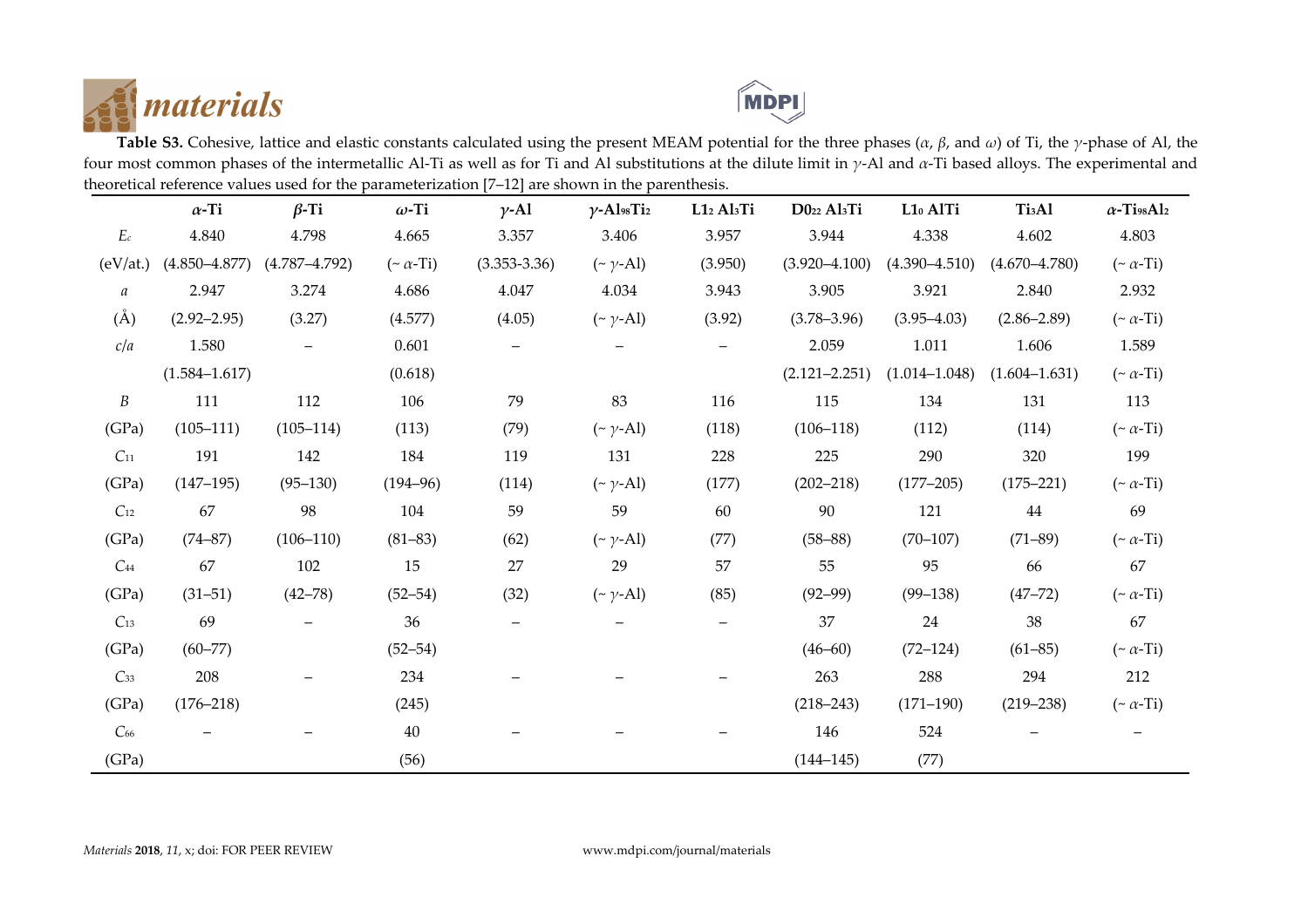**Table S3.** Cohesive, lattice and elastic constants calculated using the present MEAM potential for the three phases ($\alpha$, $\beta$, and $\omega$) of Ti, the $\gamma$-phase of Al, the four most common phases of the intermetallic Al-Ti as well as for Ti and Al substitutions at the dilute limit in $\gamma$-Al and $\alpha$-Ti based alloys. The experimental and theoretical reference values used for the parameterization [7–12] are shown in the parenthesis.

| | $\alpha$-Ti | $\beta$-Ti | $\omega$-Ti | $\gamma$-Al | $\gamma$-$Al_{98}Ti_2$ | $L1_2$ $Al_3Ti$ | $D0_{22}$ $Al_3Ti$ | $L1_0$ AlTi | $Ti_3Al$ | $\alpha$-$Ti_{98}Al_2$ |
|---|---|---|---|---|---|---|---|---|---|---|
| $E_c$ | 4.840 | 4.798 | 4.665 | 3.357 | 3.406 | 3.957 | 3.944 | 4.338 | 4.602 | 4.803 |
| (eV/at.) | (4.850–4.877) | (4.787–4.792) | (~ $\alpha$-Ti) | (3.353-3.36) | (~ $\gamma$-Al) | (3.950) | (3.920–4.100) | (4.390–4.510) | (4.670–4.780) | (~ $\alpha$-Ti) |
| $a$ | 2.947 | 3.274 | 4.686 | 4.047 | 4.034 | 3.943 | 3.905 | 3.921 | 2.840 | 2.932 |
| (Å) | (2.92–2.95) | (3.27) | (4.577) | (4.05) | (~ $\gamma$-Al) | (3.92) | (3.78–3.96) | (3.95–4.03) | (2.86–2.89) | (~ $\alpha$-Ti) |
| $c/a$ | 1.580 | – | 0.601 | – | – | – | 2.059 | 1.011 | 1.606 | 1.589 |
| | (1.584–1.617) | | (0.618) | | | | (2.121–2.251) | (1.014–1.048) | (1.604–1.631) | (~ $\alpha$-Ti) |
| $B$ | 111 | 112 | 106 | 79 | 83 | 116 | 115 | 134 | 131 | 113 |
| (GPa) | (105–111) | (105–114) | (113) | (79) | (~ $\gamma$-Al) | (118) | (106–118) | (112) | (114) | (~ $\alpha$-Ti) |
| $C_{11}$ | 191 | 142 | 184 | 119 | 131 | 228 | 225 | 290 | 320 | 199 |
| (GPa) | (147–195) | (95–130) | (194–96) | (114) | (~ $\gamma$-Al) | (177) | (202–218) | (177–205) | (175–221) | (~ $\alpha$-Ti) |
| $C_{12}$ | 67 | 98 | 104 | 59 | 59 | 60 | 90 | 121 | 44 | 69 |
| (GPa) | (74–87) | (106–110) | (81–83) | (62) | (~ $\gamma$-Al) | (77) | (58–88) | (70–107) | (71–89) | (~ $\alpha$-Ti) |
| $C_{44}$ | 67 | 102 | 15 | 27 | 29 | 57 | 55 | 95 | 66 | 67 |
| (GPa) | (31–51) | (42–78) | (52–54) | (32) | (~ $\gamma$-Al) | (85) | (92–99) | (99–138) | (47–72) | (~ $\alpha$-Ti) |
| $C_{13}$ | 69 | – | 36 | – | – | – | 37 | 24 | 38 | 67 |
| (GPa) | (60–77) | | (52–54) | | | | (46–60) | (72–124) | (61–85) | (~ $\alpha$-Ti) |
| $C_{33}$ | 208 | – | 234 | – | – | – | 263 | 288 | 294 | 212 |
| (GPa) | (176–218) | | (245) | | | | (218–243) | (171–190) | (219–238) | (~ $\alpha$-Ti) |
| $C_{66}$ | – | – | 40 | – | – | – | 146 | 524 | – | – |
| (GPa) | | | (56) | | | | (144–145) | (77) | | |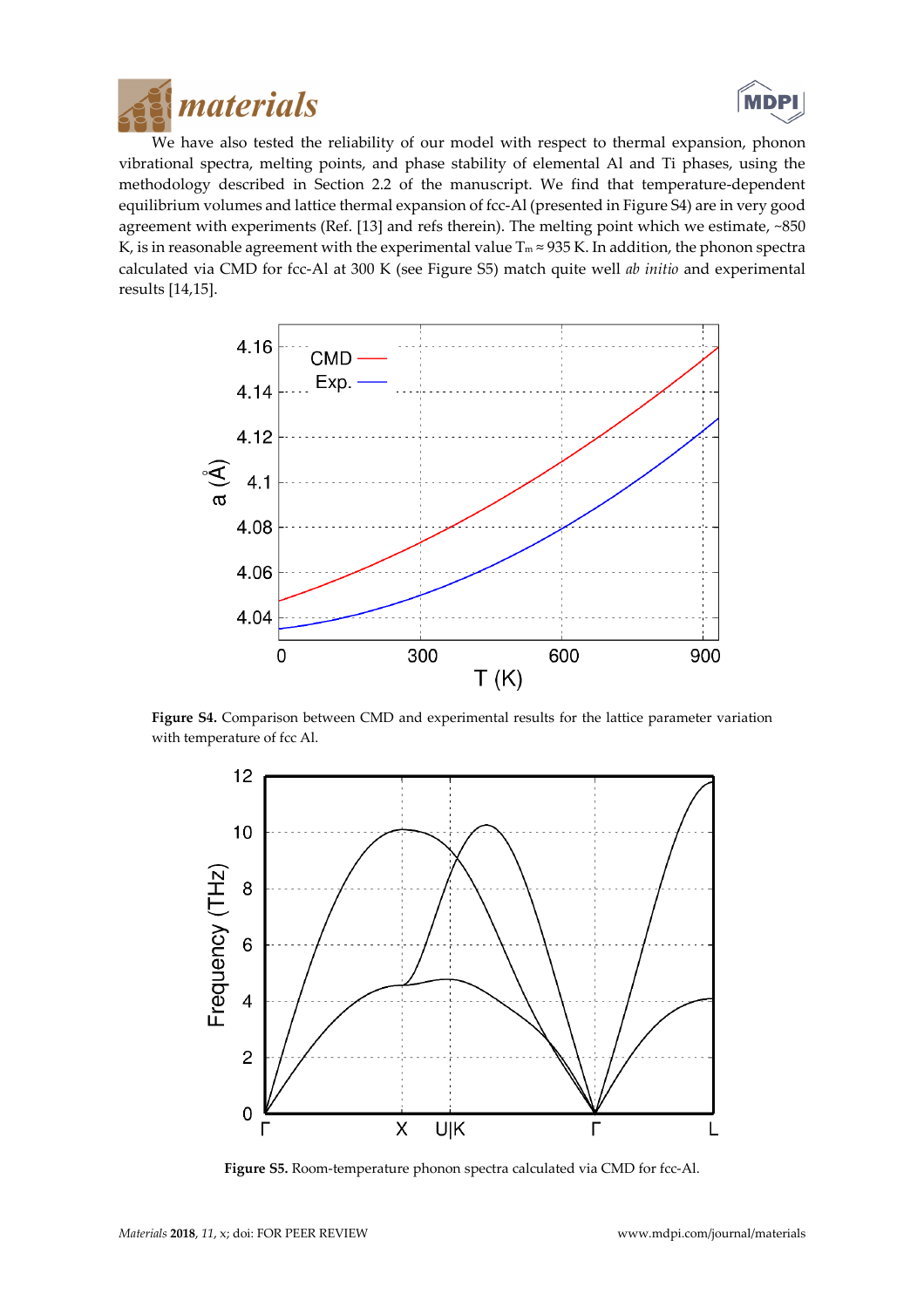We have also tested the reliability of our model with respect to thermal expansion, phonon vibrational spectra, melting points, and phase stability of elemental Al and Ti phases, using the methodology described in Section 2.2 of the manuscript. We find that temperature-dependent equilibrium volumes and lattice thermal expansion of fcc-Al (presented in Figure S4) are in very good agreement with experiments (Ref. [13] and refs therein). The melting point which we estimate, ~850 K, is in reasonable agreement with the experimental value $T_m \approx 935$ K. In addition, the phonon spectra calculated via CMD for fcc-Al at 300 K (see Figure S5) match quite well *ab initio* and experimental results [14,15].

**Figure S4.** Comparison between CMD and experimental results for the lattice parameter variation with temperature of fcc Al.

**Figure S5.** Room-temperature phonon spectra calculated via CMD for fcc-Al.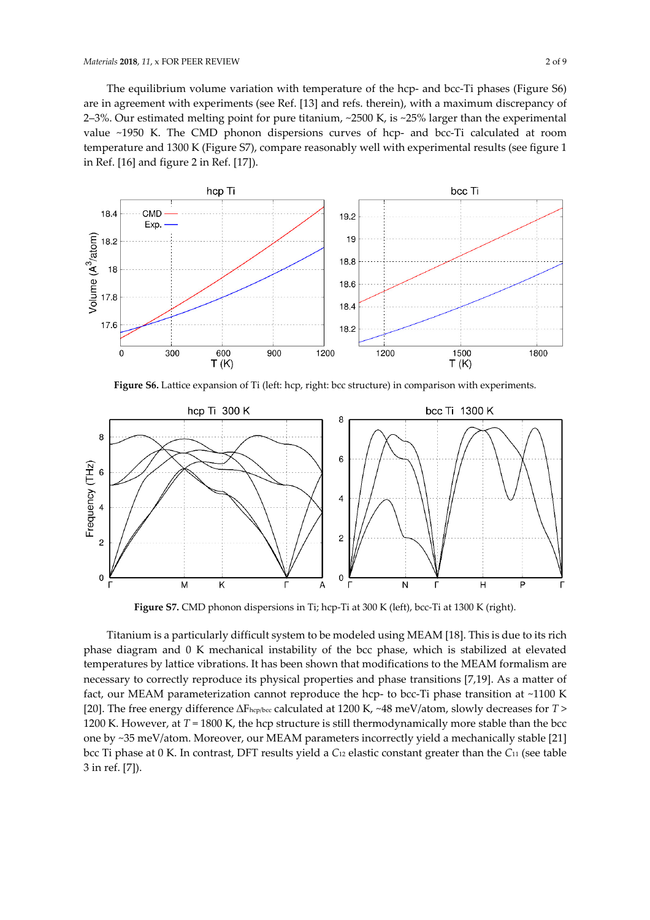The equilibrium volume variation with temperature of the hcp- and bcc-Ti phases (Figure S6) are in agreement with experiments (see Ref. [13] and refs. therein), with a maximum discrepancy of 2–3%. Our estimated melting point for pure titanium, ~2500 K, is ~25% larger than the experimental value ~1950 K. The CMD phonon dispersions curves of hcp- and bcc-Ti calculated at room temperature and 1300 K (Figure S7), compare reasonably well with experimental results (see figure 1 in Ref. [16] and figure 2 in Ref. [17]).

**Figure S6.** Lattice expansion of Ti (left: hcp, right: bcc structure) in comparison with experiments.

**Figure S7.** CMD phonon dispersions in Ti; hcp-Ti at 300 K (left), bcc-Ti at 1300 K (right).

Titanium is a particularly difficult system to be modeled using MEAM [18]. This is due to its rich phase diagram and 0 K mechanical instability of the bcc phase, which is stabilized at elevated temperatures by lattice vibrations. It has been shown that modifications to the MEAM formalism are necessary to correctly reproduce its physical properties and phase transitions [7,19]. As a matter of fact, our MEAM parameterization cannot reproduce the hcp- to bcc-Ti phase transition at ~1100 K [20]. The free energy difference $\Delta F_{hcp/bcc}$ calculated at 1200 K, ~48 meV/atom, slowly decreases for $T >$ 1200 K. However, at $T = 1800$ K, the hcp structure is still thermodynamically more stable than the bcc one by ~35 meV/atom. Moreover, our MEAM parameters incorrectly yield a mechanically stable [21] bcc Ti phase at 0 K. In contrast, DFT results yield a $C_{12}$ elastic constant greater than the $C_{11}$ (see table 3 in ref. [7]).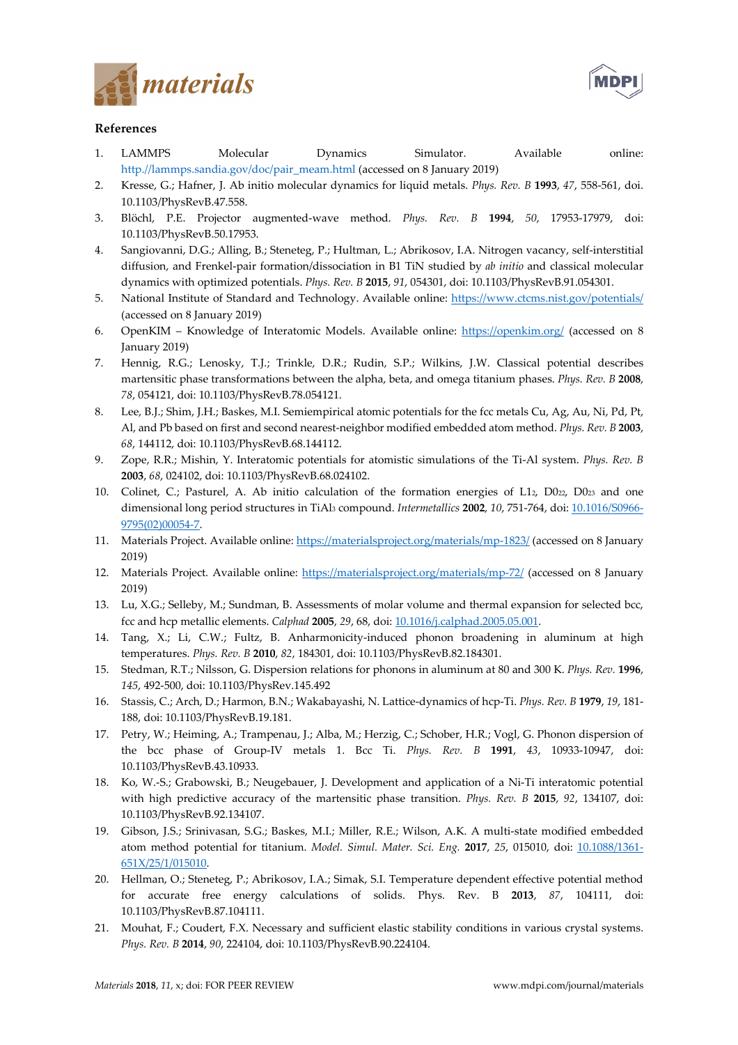## References

1. LAMMPS Molecular Dynamics Simulator. Available online: http://lammps.sandia.gov/doc/pair_meam.html (accessed on 8 January 2019)
2. Kresse, G.; Hafner, J. Ab initio molecular dynamics for liquid metals. *Phys. Rev. B* **1993**, *47*, 558-561, doi: 10.1103/PhysRevB.47.558.
3. Blöchl, P.E. Projector augmented-wave method. *Phys. Rev. B* **1994**, *50*, 17953-17979, doi: 10.1103/PhysRevB.50.17953.
4. Sangiovanni, D.G.; Alling, B.; Steneteg, P.; Hultman, L.; Abrikosov, I.A. Nitrogen vacancy, self-interstitial diffusion, and Frenkel-pair formation/dissociation in B1 TiN studied by *ab initio* and classical molecular dynamics with optimized potentials. *Phys. Rev. B* **2015**, *91*, 054301, doi: 10.1103/PhysRevB.91.054301.
5. National Institute of Standard and Technology. Available online: https://www.ctcms.nist.gov/potentials/ (accessed on 8 January 2019)
6. OpenKIM – Knowledge of Interatomic Models. Available online: https://openkim.org/ (accessed on 8 January 2019)
7. Hennig, R.G.; Lenosky, T.J.; Trinkle, D.R.; Rudin, S.P.; Wilkins, J.W. Classical potential describes martensitic phase transformations between the alpha, beta, and omega titanium phases. *Phys. Rev. B* **2008**, *78*, 054121, doi: 10.1103/PhysRevB.78.054121.
8. Lee, B.J.; Shim, J.H.; Baskes, M.I. Semiempirical atomic potentials for the fcc metals Cu, Ag, Au, Ni, Pd, Pt, Al, and Pb based on first and second nearest-neighbor modified embedded atom method. *Phys. Rev. B* **2003**, *68*, 144112, doi: 10.1103/PhysRevB.68.144112.
9. Zope, R.R.; Mishin, Y. Interatomic potentials for atomistic simulations of the Ti-Al system. *Phys. Rev. B* **2003**, *68*, 024102, doi: 10.1103/PhysRevB.68.024102.
10. Colinet, C.; Pasturel, A. Ab initio calculation of the formation energies of $L1_2$, $D0_{22}$, $D0_{23}$ and one dimensional long period structures in $TiAl_3$ compound. *Intermetallics* **2002**, *10*, 751-764, doi: 10.1016/S0966-9795(02)00054-7.
11. Materials Project. Available online: https://materialsproject.org/materials/mp-1823/ (accessed on 8 January 2019)
12. Materials Project. Available online: https://materialsproject.org/materials/mp-72/ (accessed on 8 January 2019)
13. Lu, X.G.; Selleby, M.; Sundman, B. Assessments of molar volume and thermal expansion for selected bcc, fcc and hcp metallic elements. *Calphad* **2005**, *29*, 68, doi: 10.1016/j.calphad.2005.05.001.
14. Tang, X.; Li, C.W.; Fultz, B. Anharmonicity-induced phonon broadening in aluminum at high temperatures. *Phys. Rev. B* **2010**, *82*, 184301, doi: 10.1103/PhysRevB.82.184301.
15. Stedman, R.T.; Nilsson, G. Dispersion relations for phonons in aluminum at 80 and 300 K. *Phys. Rev.* **1996**, *145*, 492-500, doi: 10.1103/PhysRev.145.492
16. Stassis, C.; Arch, D.; Harmon, B.N.; Wakabayashi, N. Lattice-dynamics of hcp-Ti. *Phys. Rev. B* **1979**, *19*, 181-188, doi: 10.1103/PhysRevB.19.181.
17. Petry, W.; Heiming, A.; Trampenau, J.; Alba, M.; Herzig, C.; Schober, H.R.; Vogl, G. Phonon dispersion of the bcc phase of Group-IV metals 1. Bcc Ti. *Phys. Rev. B* **1991**, *43*, 10933-10947, doi: 10.1103/PhysRevB.43.10933.
18. Ko, W.-S.; Grabowski, B.; Neugebauer, J. Development and application of a Ni-Ti interatomic potential with high predictive accuracy of the martensitic phase transition. *Phys. Rev. B* **2015**, *92*, 134107, doi: 10.1103/PhysRevB.92.134107.
19. Gibson, J.S.; Srinivasan, S.G.; Baskes, M.I.; Miller, R.E.; Wilson, A.K. A multi-state modified embedded atom method potential for titanium. *Model. Simul. Mater. Sci. Eng.* **2017**, *25*, 015010, doi: 10.1088/1361-651X/25/1/015010.
20. Hellman, O.; Steneteg, P.; Abrikosov, I.A.; Simak, S.I. Temperature dependent effective potential method for accurate free energy calculations of solids. Phys. Rev. B **2013**, *87*, 104111, doi: 10.1103/PhysRevB.87.104111.
21. Mouhat, F.; Coudert, F.X. Necessary and sufficient elastic stability conditions in various crystal systems. *Phys. Rev. B* **2014**, *90*, 224104, doi: 10.1103/PhysRevB.90.224104.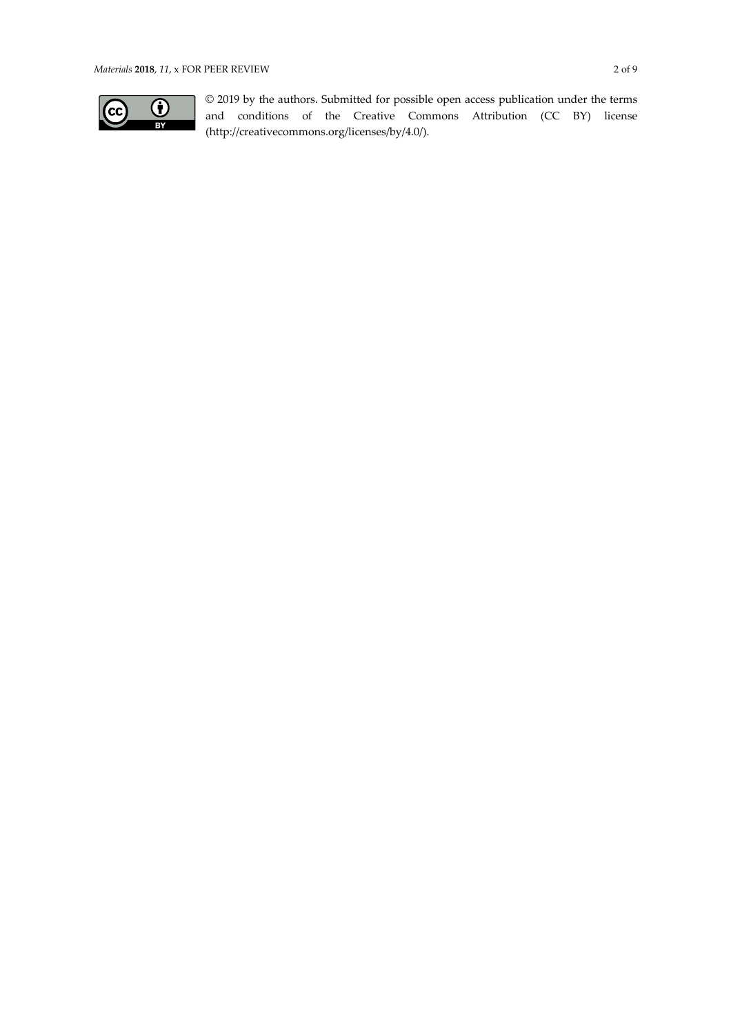© 2019 by the authors. Submitted for possible open access publication under the terms and conditions of the Creative Commons Attribution (CC BY) license (http://creativecommons.org/licenses/by/4.0/).